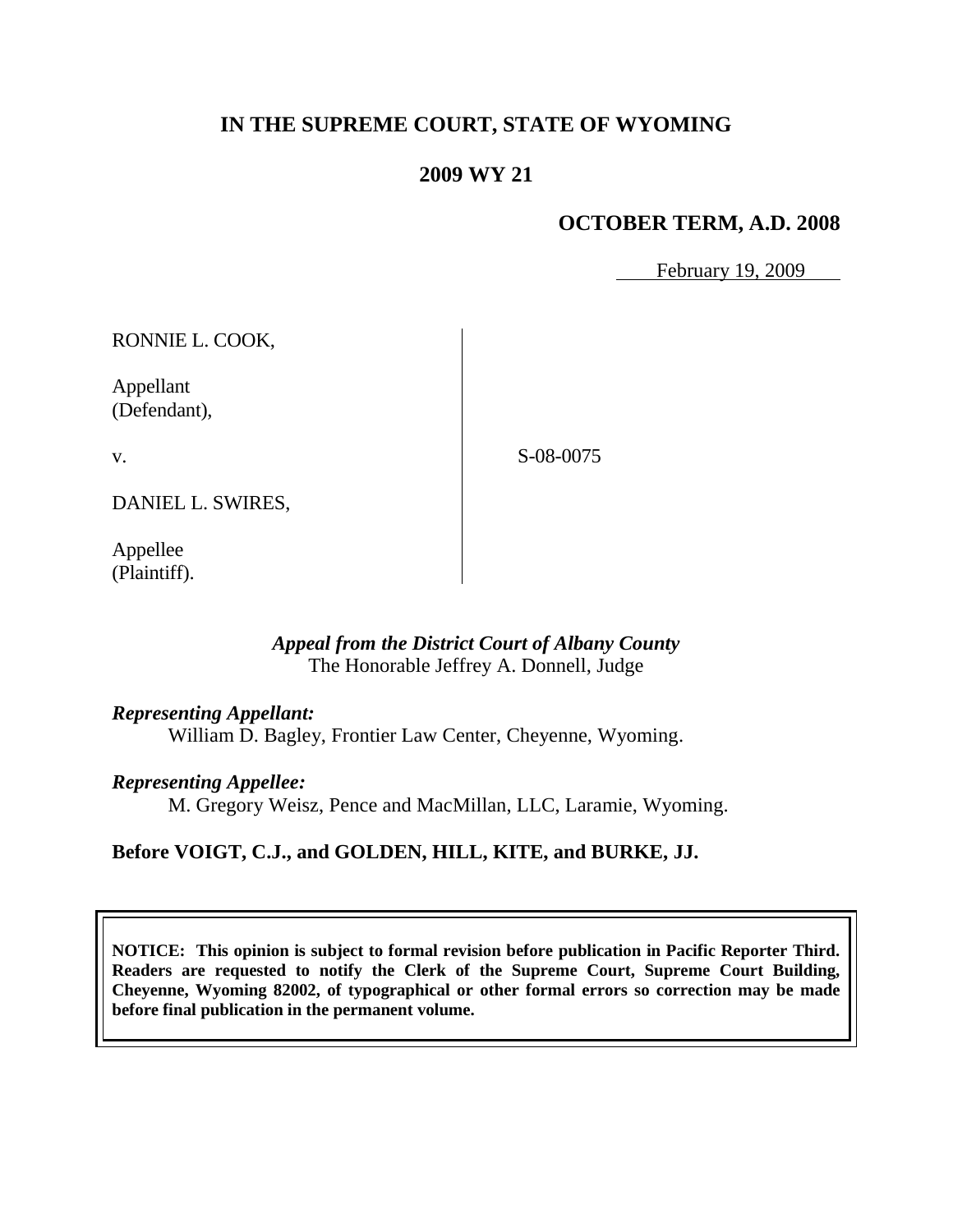# IN THE SUPREME COURT, STATE OF WYOMING

## 2009 WY 21

### OCTOBER TERM, A.D. 2008

February 19, 2009

| | |
|---|---|
| RONNIE L. COOK,<br><br>Appellant<br>(Defendant),<br><br>v.<br><br>DANIEL L. SWIRES,<br><br>Appellee<br>(Plaintiff). | S-08-0075 |

*Appeal from the District Court of Albany County*
The Honorable Jeffrey A. Donnell, Judge

***Representing Appellant:***
William D. Bagley, Frontier Law Center, Cheyenne, Wyoming.

***Representing Appellee:***
M. Gregory Weisz, Pence and MacMillan, LLC, Laramie, Wyoming.

**Before VOIGT, C.J., and GOLDEN, HILL, KITE, and BURKE, JJ.**

**NOTICE: This opinion is subject to formal revision before publication in Pacific Reporter Third. Readers are requested to notify the Clerk of the Supreme Court, Supreme Court Building, Cheyenne, Wyoming 82002, of typographical or other formal errors so correction may be made before final publication in the permanent volume.**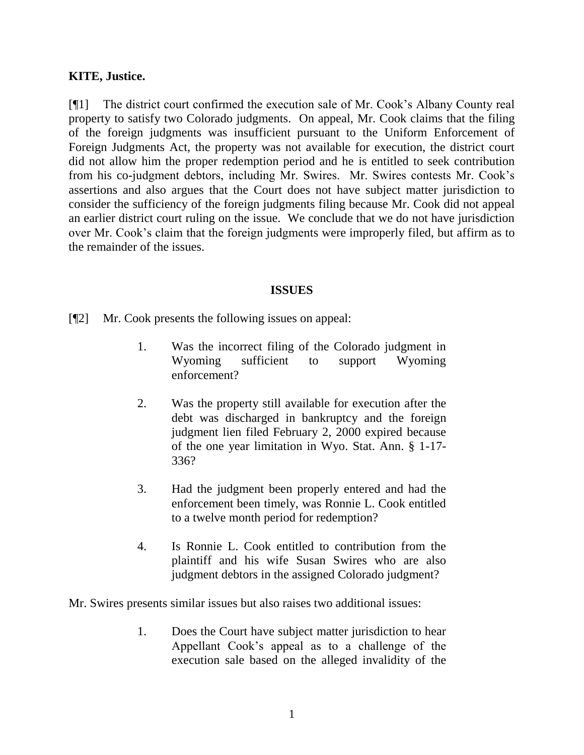**KITE, Justice.**

[¶1] The district court confirmed the execution sale of Mr. Cook's Albany County real property to satisfy two Colorado judgments. On appeal, Mr. Cook claims that the filing of the foreign judgments was insufficient pursuant to the Uniform Enforcement of Foreign Judgments Act, the property was not available for execution, the district court did not allow him the proper redemption period and he is entitled to seek contribution from his co-judgment debtors, including Mr. Swires. Mr. Swires contests Mr. Cook's assertions and also argues that the Court does not have subject matter jurisdiction to consider the sufficiency of the foreign judgments filing because Mr. Cook did not appeal an earlier district court ruling on the issue. We conclude that we do not have jurisdiction over Mr. Cook's claim that the foreign judgments were improperly filed, but affirm as to the remainder of the issues.

## ISSUES

[¶2] Mr. Cook presents the following issues on appeal:

> 1. Was the incorrect filing of the Colorado judgment in Wyoming sufficient to support Wyoming enforcement?
>
> 2. Was the property still available for execution after the debt was discharged in bankruptcy and the foreign judgment lien filed February 2, 2000 expired because of the one year limitation in Wyo. Stat. Ann. § 1-17-336?
>
> 3. Had the judgment been properly entered and had the enforcement been timely, was Ronnie L. Cook entitled to a twelve month period for redemption?
>
> 4. Is Ronnie L. Cook entitled to contribution from the plaintiff and his wife Susan Swires who are also judgment debtors in the assigned Colorado judgment?

Mr. Swires presents similar issues but also raises two additional issues:

> 1. Does the Court have subject matter jurisdiction to hear Appellant Cook's appeal as to a challenge of the execution sale based on the alleged invalidity of the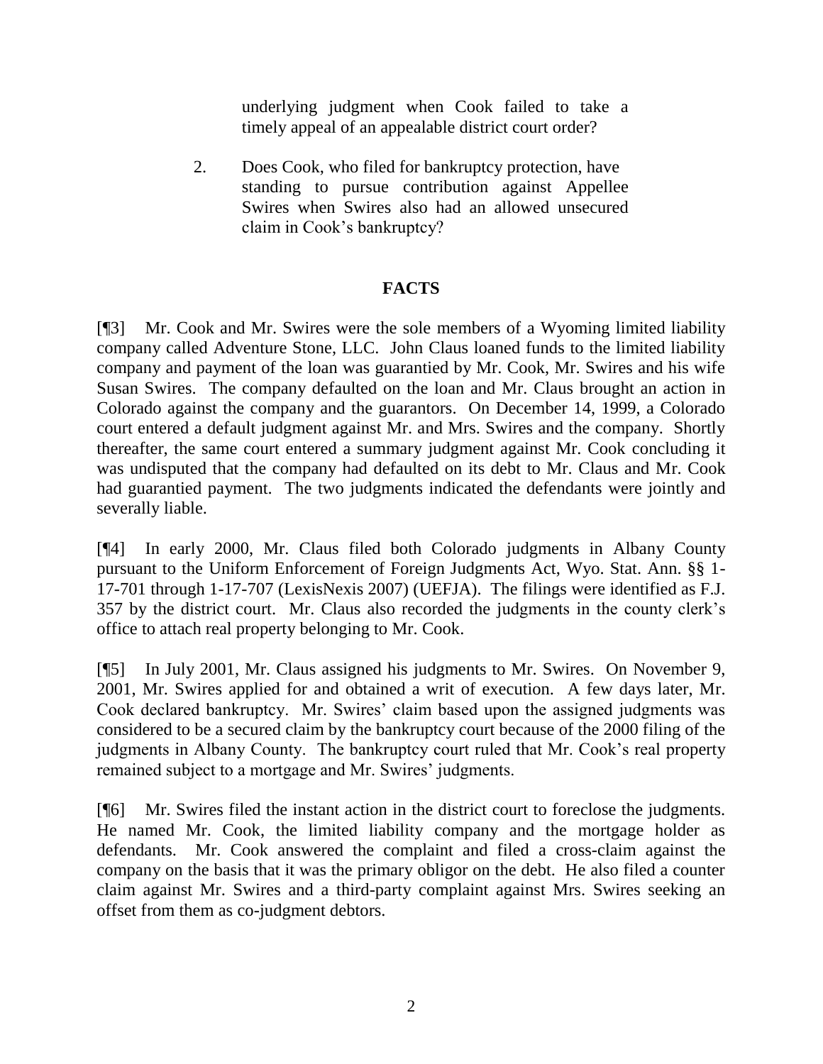underlying judgment when Cook failed to take a timely appeal of an appealable district court order?

2. Does Cook, who filed for bankruptcy protection, have standing to pursue contribution against Appellee Swires when Swires also had an allowed unsecured claim in Cook's bankruptcy?

## FACTS

[¶3] Mr. Cook and Mr. Swires were the sole members of a Wyoming limited liability company called Adventure Stone, LLC. John Claus loaned funds to the limited liability company and payment of the loan was guarantied by Mr. Cook, Mr. Swires and his wife Susan Swires. The company defaulted on the loan and Mr. Claus brought an action in Colorado against the company and the guarantors. On December 14, 1999, a Colorado court entered a default judgment against Mr. and Mrs. Swires and the company. Shortly thereafter, the same court entered a summary judgment against Mr. Cook concluding it was undisputed that the company had defaulted on its debt to Mr. Claus and Mr. Cook had guarantied payment. The two judgments indicated the defendants were jointly and severally liable.

[¶4] In early 2000, Mr. Claus filed both Colorado judgments in Albany County pursuant to the Uniform Enforcement of Foreign Judgments Act, Wyo. Stat. Ann. §§ 1-17-701 through 1-17-707 (LexisNexis 2007) (UEFJA). The filings were identified as F.J. 357 by the district court. Mr. Claus also recorded the judgments in the county clerk's office to attach real property belonging to Mr. Cook.

[¶5] In July 2001, Mr. Claus assigned his judgments to Mr. Swires. On November 9, 2001, Mr. Swires applied for and obtained a writ of execution. A few days later, Mr. Cook declared bankruptcy. Mr. Swires' claim based upon the assigned judgments was considered to be a secured claim by the bankruptcy court because of the 2000 filing of the judgments in Albany County. The bankruptcy court ruled that Mr. Cook's real property remained subject to a mortgage and Mr. Swires' judgments.

[¶6] Mr. Swires filed the instant action in the district court to foreclose the judgments. He named Mr. Cook, the limited liability company and the mortgage holder as defendants. Mr. Cook answered the complaint and filed a cross-claim against the company on the basis that it was the primary obligor on the debt. He also filed a counter claim against Mr. Swires and a third-party complaint against Mrs. Swires seeking an offset from them as co-judgment debtors.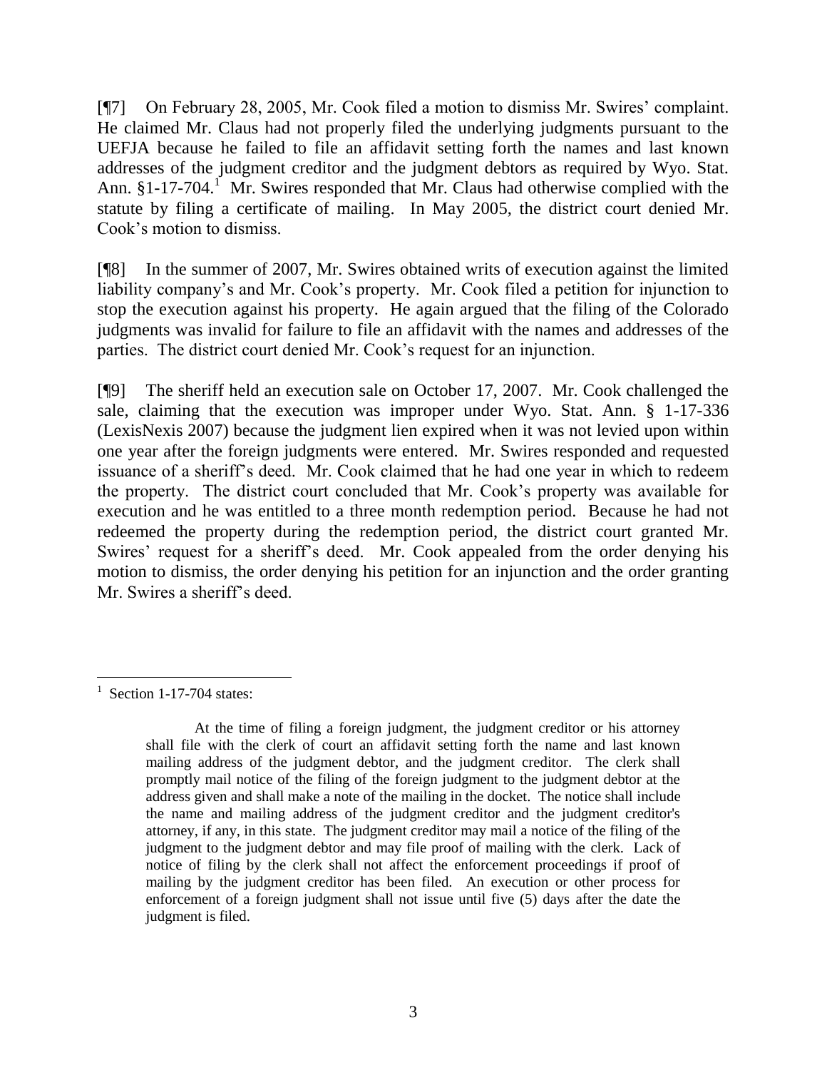[¶7] On February 28, 2005, Mr. Cook filed a motion to dismiss Mr. Swires' complaint. He claimed Mr. Claus had not properly filed the underlying judgments pursuant to the UEFJA because he failed to file an affidavit setting forth the names and last known addresses of the judgment creditor and the judgment debtors as required by Wyo. Stat. Ann. §1-17-704.[1] Mr. Swires responded that Mr. Claus had otherwise complied with the statute by filing a certificate of mailing. In May 2005, the district court denied Mr. Cook's motion to dismiss.

[¶8] In the summer of 2007, Mr. Swires obtained writs of execution against the limited liability company's and Mr. Cook's property. Mr. Cook filed a petition for injunction to stop the execution against his property. He again argued that the filing of the Colorado judgments was invalid for failure to file an affidavit with the names and addresses of the parties. The district court denied Mr. Cook's request for an injunction.

[¶9] The sheriff held an execution sale on October 17, 2007. Mr. Cook challenged the sale, claiming that the execution was improper under Wyo. Stat. Ann. § 1-17-336 (LexisNexis 2007) because the judgment lien expired when it was not levied upon within one year after the foreign judgments were entered. Mr. Swires responded and requested issuance of a sheriff's deed. Mr. Cook claimed that he had one year in which to redeem the property. The district court concluded that Mr. Cook's property was available for execution and he was entitled to a three month redemption period. Because he had not redeemed the property during the redemption period, the district court granted Mr. Swires' request for a sheriff's deed. Mr. Cook appealed from the order denying his motion to dismiss, the order denying his petition for an injunction and the order granting Mr. Swires a sheriff's deed.

---

[1] Section 1-17-704 states:

> At the time of filing a foreign judgment, the judgment creditor or his attorney shall file with the clerk of court an affidavit setting forth the name and last known mailing address of the judgment debtor, and the judgment creditor. The clerk shall promptly mail notice of the filing of the foreign judgment to the judgment debtor at the address given and shall make a note of the mailing in the docket. The notice shall include the name and mailing address of the judgment creditor and the judgment creditor's attorney, if any, in this state. The judgment creditor may mail a notice of the filing of the judgment to the judgment debtor and may file proof of mailing with the clerk. Lack of notice of filing by the clerk shall not affect the enforcement proceedings if proof of mailing by the judgment creditor has been filed. An execution or other process for enforcement of a foreign judgment shall not issue until five (5) days after the date the judgment is filed.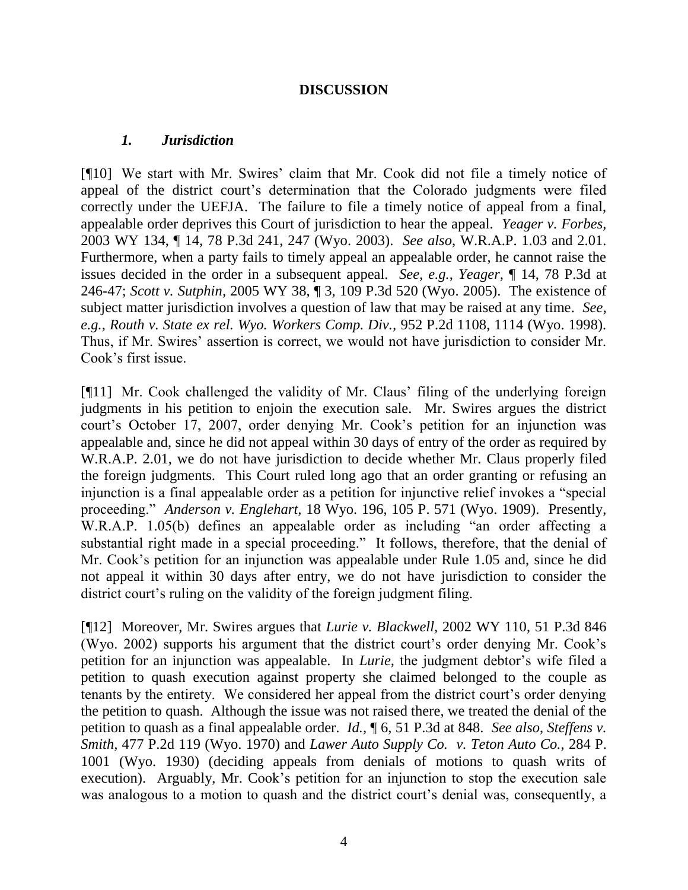## DISCUSSION

### *1. Jurisdiction*

[¶10] We start with Mr. Swires' claim that Mr. Cook did not file a timely notice of appeal of the district court's determination that the Colorado judgments were filed correctly under the UEFJA. The failure to file a timely notice of appeal from a final, appealable order deprives this Court of jurisdiction to hear the appeal. *Yeager v. Forbes*, 2003 WY 134, ¶ 14, 78 P.3d 241, 247 (Wyo. 2003). *See also*, W.R.A.P. 1.03 and 2.01. Furthermore, when a party fails to timely appeal an appealable order, he cannot raise the issues decided in the order in a subsequent appeal. *See, e.g.*, *Yeager*, ¶ 14, 78 P.3d at 246-47; *Scott v. Sutphin*, 2005 WY 38, ¶ 3, 109 P.3d 520 (Wyo. 2005). The existence of subject matter jurisdiction involves a question of law that may be raised at any time. *See, e.g.*, *Routh v. State ex rel. Wyo. Workers Comp. Div.*, 952 P.2d 1108, 1114 (Wyo. 1998). Thus, if Mr. Swires' assertion is correct, we would not have jurisdiction to consider Mr. Cook's first issue.

[¶11] Mr. Cook challenged the validity of Mr. Claus' filing of the underlying foreign judgments in his petition to enjoin the execution sale. Mr. Swires argues the district court's October 17, 2007, order denying Mr. Cook's petition for an injunction was appealable and, since he did not appeal within 30 days of entry of the order as required by W.R.A.P. 2.01, we do not have jurisdiction to decide whether Mr. Claus properly filed the foreign judgments. This Court ruled long ago that an order granting or refusing an injunction is a final appealable order as a petition for injunctive relief invokes a "special proceeding." *Anderson v. Englehart*, 18 Wyo. 196, 105 P. 571 (Wyo. 1909). Presently, W.R.A.P. 1.05(b) defines an appealable order as including "an order affecting a substantial right made in a special proceeding." It follows, therefore, that the denial of Mr. Cook's petition for an injunction was appealable under Rule 1.05 and, since he did not appeal it within 30 days after entry, we do not have jurisdiction to consider the district court's ruling on the validity of the foreign judgment filing.

[¶12] Moreover, Mr. Swires argues that *Lurie v. Blackwell*, 2002 WY 110, 51 P.3d 846 (Wyo. 2002) supports his argument that the district court's order denying Mr. Cook's petition for an injunction was appealable. In *Lurie*, the judgment debtor's wife filed a petition to quash execution against property she claimed belonged to the couple as tenants by the entirety. We considered her appeal from the district court's order denying the petition to quash. Although the issue was not raised there, we treated the denial of the petition to quash as a final appealable order. *Id.*, ¶ 6, 51 P.3d at 848. *See also*, *Steffens v. Smith*, 477 P.2d 119 (Wyo. 1970) and *Lawer Auto Supply Co. v. Teton Auto Co.*, 284 P. 1001 (Wyo. 1930) (deciding appeals from denials of motions to quash writs of execution). Arguably, Mr. Cook's petition for an injunction to stop the execution sale was analogous to a motion to quash and the district court's denial was, consequently, a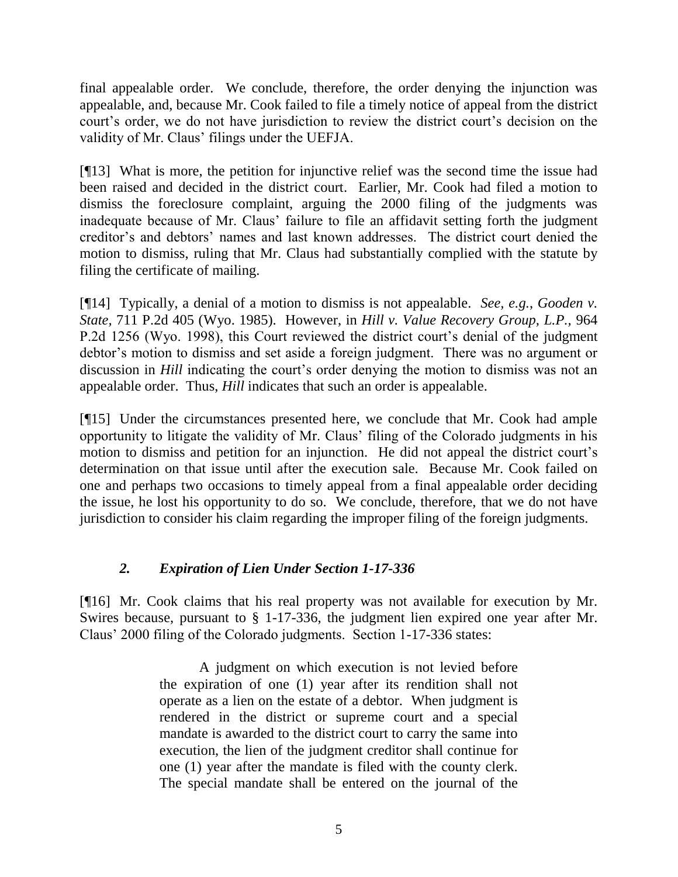final appealable order. We conclude, therefore, the order denying the injunction was appealable, and, because Mr. Cook failed to file a timely notice of appeal from the district court's order, we do not have jurisdiction to review the district court's decision on the validity of Mr. Claus' filings under the UEFJA.

[¶13] What is more, the petition for injunctive relief was the second time the issue had been raised and decided in the district court. Earlier, Mr. Cook had filed a motion to dismiss the foreclosure complaint, arguing the 2000 filing of the judgments was inadequate because of Mr. Claus' failure to file an affidavit setting forth the judgment creditor's and debtors' names and last known addresses. The district court denied the motion to dismiss, ruling that Mr. Claus had substantially complied with the statute by filing the certificate of mailing.

[¶14] Typically, a denial of a motion to dismiss is not appealable. *See, e.g.*, *Gooden v. State*, 711 P.2d 405 (Wyo. 1985). However, in *Hill v. Value Recovery Group, L.P.*, 964 P.2d 1256 (Wyo. 1998), this Court reviewed the district court's denial of the judgment debtor's motion to dismiss and set aside a foreign judgment. There was no argument or discussion in *Hill* indicating the court's order denying the motion to dismiss was not an appealable order. Thus, *Hill* indicates that such an order is appealable.

[¶15] Under the circumstances presented here, we conclude that Mr. Cook had ample opportunity to litigate the validity of Mr. Claus' filing of the Colorado judgments in his motion to dismiss and petition for an injunction. He did not appeal the district court's determination on that issue until after the execution sale. Because Mr. Cook failed on one and perhaps two occasions to timely appeal from a final appealable order deciding the issue, he lost his opportunity to do so. We conclude, therefore, that we do not have jurisdiction to consider his claim regarding the improper filing of the foreign judgments.

### *2. Expiration of Lien Under Section 1-17-336*

[¶16] Mr. Cook claims that his real property was not available for execution by Mr. Swires because, pursuant to § 1-17-336, the judgment lien expired one year after Mr. Claus' 2000 filing of the Colorado judgments. Section 1-17-336 states:

> A judgment on which execution is not levied before the expiration of one (1) year after its rendition shall not operate as a lien on the estate of a debtor. When judgment is rendered in the district or supreme court and a special mandate is awarded to the district court to carry the same into execution, the lien of the judgment creditor shall continue for one (1) year after the mandate is filed with the county clerk. The special mandate shall be entered on the journal of the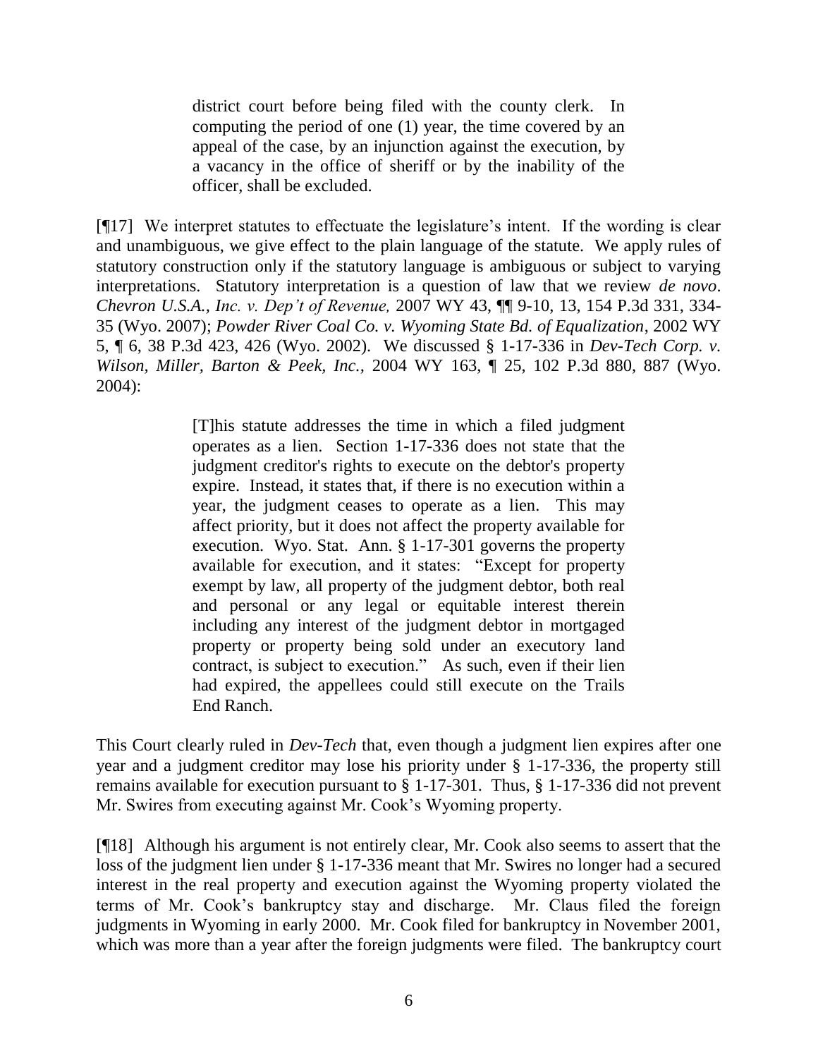> district court before being filed with the county clerk. In computing the period of one (1) year, the time covered by an appeal of the case, by an injunction against the execution, by a vacancy in the office of sheriff or by the inability of the officer, shall be excluded.

[¶17] We interpret statutes to effectuate the legislature's intent. If the wording is clear and unambiguous, we give effect to the plain language of the statute. We apply rules of statutory construction only if the statutory language is ambiguous or subject to varying interpretations. Statutory interpretation is a question of law that we review *de novo*. *Chevron U.S.A., Inc. v. Dep't of Revenue,* 2007 WY 43, ¶¶ 9-10, 13, 154 P.3d 331, 334-35 (Wyo. 2007); *Powder River Coal Co. v. Wyoming State Bd. of Equalization*, 2002 WY 5, ¶ 6, 38 P.3d 423, 426 (Wyo. 2002). We discussed § 1-17-336 in *Dev-Tech Corp. v. Wilson, Miller, Barton & Peek, Inc.*, 2004 WY 163, ¶ 25, 102 P.3d 880, 887 (Wyo. 2004):

> [T]his statute addresses the time in which a filed judgment operates as a lien. Section 1-17-336 does not state that the judgment creditor's rights to execute on the debtor's property expire. Instead, it states that, if there is no execution within a year, the judgment ceases to operate as a lien. This may affect priority, but it does not affect the property available for execution. Wyo. Stat. Ann. § 1-17-301 governs the property available for execution, and it states: "Except for property exempt by law, all property of the judgment debtor, both real and personal or any legal or equitable interest therein including any interest of the judgment debtor in mortgaged property or property being sold under an executory land contract, is subject to execution." As such, even if their lien had expired, the appellees could still execute on the Trails End Ranch.

This Court clearly ruled in *Dev-Tech* that, even though a judgment lien expires after one year and a judgment creditor may lose his priority under § 1-17-336, the property still remains available for execution pursuant to § 1-17-301. Thus, § 1-17-336 did not prevent Mr. Swires from executing against Mr. Cook's Wyoming property.

[¶18] Although his argument is not entirely clear, Mr. Cook also seems to assert that the loss of the judgment lien under § 1-17-336 meant that Mr. Swires no longer had a secured interest in the real property and execution against the Wyoming property violated the terms of Mr. Cook's bankruptcy stay and discharge. Mr. Claus filed the foreign judgments in Wyoming in early 2000. Mr. Cook filed for bankruptcy in November 2001, which was more than a year after the foreign judgments were filed. The bankruptcy court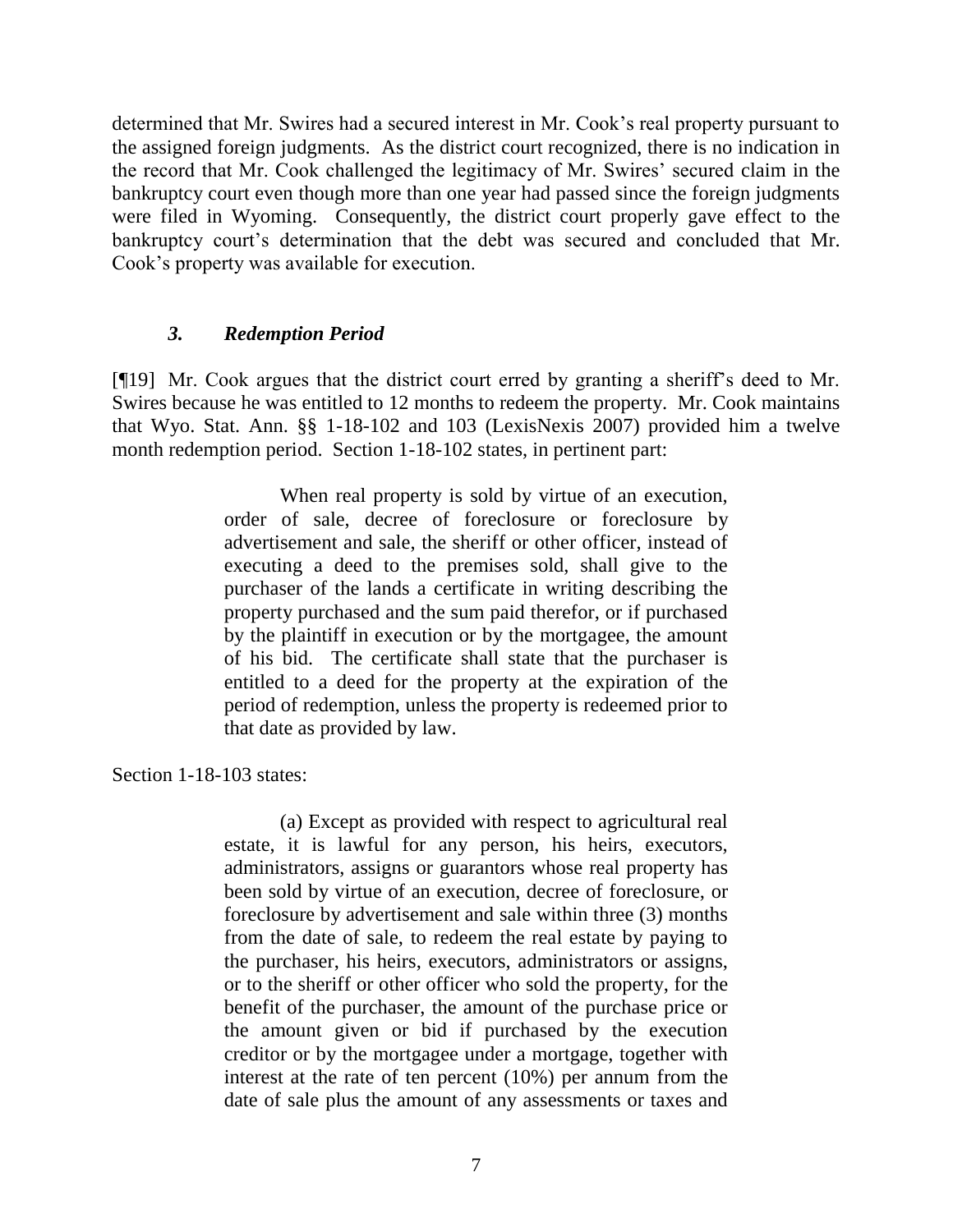determined that Mr. Swires had a secured interest in Mr. Cook's real property pursuant to the assigned foreign judgments. As the district court recognized, there is no indication in the record that Mr. Cook challenged the legitimacy of Mr. Swires' secured claim in the bankruptcy court even though more than one year had passed since the foreign judgments were filed in Wyoming. Consequently, the district court properly gave effect to the bankruptcy court's determination that the debt was secured and concluded that Mr. Cook's property was available for execution.

### *3. Redemption Period*

[¶19] Mr. Cook argues that the district court erred by granting a sheriff's deed to Mr. Swires because he was entitled to 12 months to redeem the property. Mr. Cook maintains that Wyo. Stat. Ann. §§ 1-18-102 and 103 (LexisNexis 2007) provided him a twelve month redemption period. Section 1-18-102 states, in pertinent part:

> When real property is sold by virtue of an execution, order of sale, decree of foreclosure or foreclosure by advertisement and sale, the sheriff or other officer, instead of executing a deed to the premises sold, shall give to the purchaser of the lands a certificate in writing describing the property purchased and the sum paid therefor, or if purchased by the plaintiff in execution or by the mortgagee, the amount of his bid. The certificate shall state that the purchaser is entitled to a deed for the property at the expiration of the period of redemption, unless the property is redeemed prior to that date as provided by law.

Section 1-18-103 states:

> (a) Except as provided with respect to agricultural real estate, it is lawful for any person, his heirs, executors, administrators, assigns or guarantors whose real property has been sold by virtue of an execution, decree of foreclosure, or foreclosure by advertisement and sale within three (3) months from the date of sale, to redeem the real estate by paying to the purchaser, his heirs, executors, administrators or assigns, or to the sheriff or other officer who sold the property, for the benefit of the purchaser, the amount of the purchase price or the amount given or bid if purchased by the execution creditor or by the mortgagee under a mortgage, together with interest at the rate of ten percent (10%) per annum from the date of sale plus the amount of any assessments or taxes and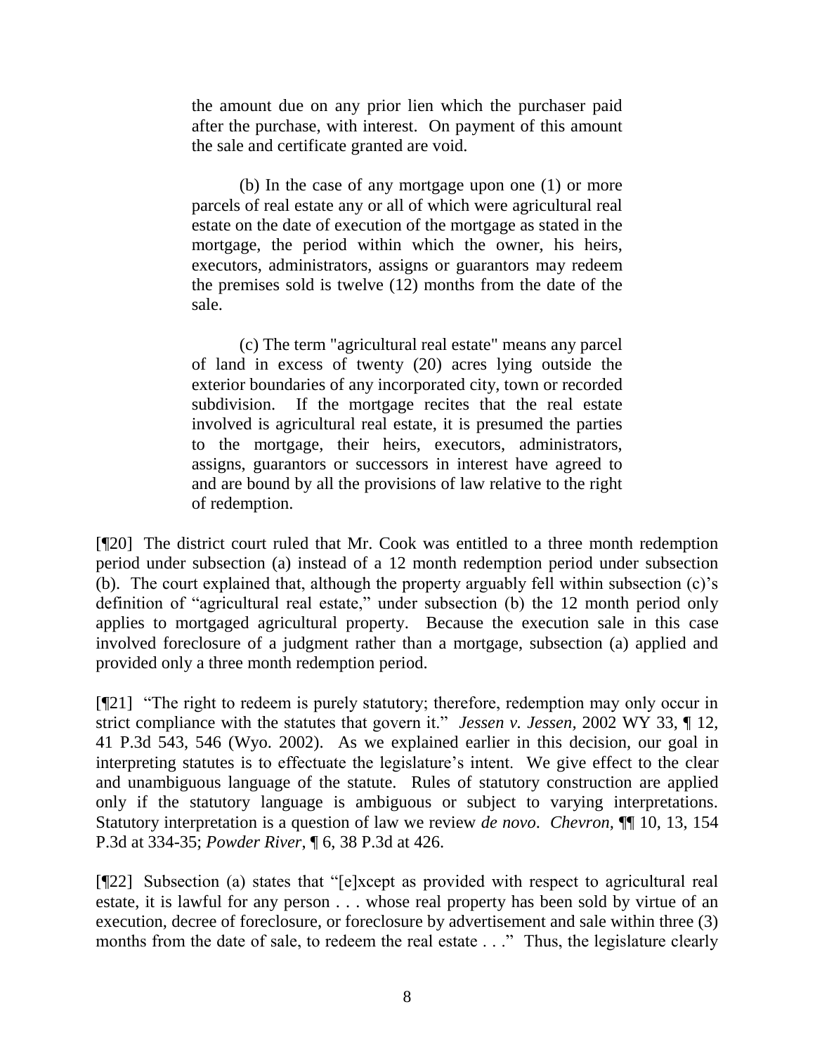> the amount due on any prior lien which the purchaser paid after the purchase, with interest. On payment of this amount the sale and certificate granted are void.
>
> (b) In the case of any mortgage upon one (1) or more parcels of real estate any or all of which were agricultural real estate on the date of execution of the mortgage as stated in the mortgage, the period within which the owner, his heirs, executors, administrators, assigns or guarantors may redeem the premises sold is twelve (12) months from the date of the sale.
>
> (c) The term "agricultural real estate" means any parcel of land in excess of twenty (20) acres lying outside the exterior boundaries of any incorporated city, town or recorded subdivision. If the mortgage recites that the real estate involved is agricultural real estate, it is presumed the parties to the mortgage, their heirs, executors, administrators, assigns, guarantors or successors in interest have agreed to and are bound by all the provisions of law relative to the right of redemption.

[¶20] The district court ruled that Mr. Cook was entitled to a three month redemption period under subsection (a) instead of a 12 month redemption period under subsection (b). The court explained that, although the property arguably fell within subsection (c)'s definition of "agricultural real estate," under subsection (b) the 12 month period only applies to mortgaged agricultural property. Because the execution sale in this case involved foreclosure of a judgment rather than a mortgage, subsection (a) applied and provided only a three month redemption period.

[¶21] "The right to redeem is purely statutory; therefore, redemption may only occur in strict compliance with the statutes that govern it." *Jessen v. Jessen,* 2002 WY 33, ¶ 12, 41 P.3d 543, 546 (Wyo. 2002). As we explained earlier in this decision, our goal in interpreting statutes is to effectuate the legislature's intent. We give effect to the clear and unambiguous language of the statute. Rules of statutory construction are applied only if the statutory language is ambiguous or subject to varying interpretations. Statutory interpretation is a question of law we review *de novo*. *Chevron,* ¶¶ 10, 13, 154 P.3d at 334-35; *Powder River,* ¶ 6, 38 P.3d at 426.

[¶22] Subsection (a) states that "[e]xcept as provided with respect to agricultural real estate, it is lawful for any person . . . whose real property has been sold by virtue of an execution, decree of foreclosure, or foreclosure by advertisement and sale within three (3) months from the date of sale, to redeem the real estate . . ." Thus, the legislature clearly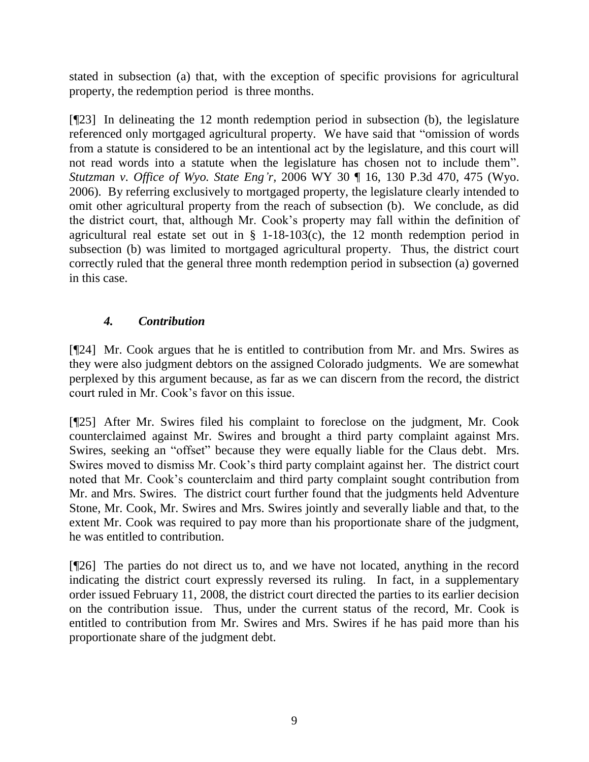stated in subsection (a) that, with the exception of specific provisions for agricultural property, the redemption period is three months.

[¶23] In delineating the 12 month redemption period in subsection (b), the legislature referenced only mortgaged agricultural property. We have said that "omission of words from a statute is considered to be an intentional act by the legislature, and this court will not read words into a statute when the legislature has chosen not to include them". *Stutzman v. Office of Wyo. State Eng'r*, 2006 WY 30 ¶ 16, 130 P.3d 470, 475 (Wyo. 2006). By referring exclusively to mortgaged property, the legislature clearly intended to omit other agricultural property from the reach of subsection (b). We conclude, as did the district court, that, although Mr. Cook's property may fall within the definition of agricultural real estate set out in § 1-18-103(c), the 12 month redemption period in subsection (b) was limited to mortgaged agricultural property. Thus, the district court correctly ruled that the general three month redemption period in subsection (a) governed in this case.

### *4. Contribution*

[¶24] Mr. Cook argues that he is entitled to contribution from Mr. and Mrs. Swires as they were also judgment debtors on the assigned Colorado judgments. We are somewhat perplexed by this argument because, as far as we can discern from the record, the district court ruled in Mr. Cook's favor on this issue.

[¶25] After Mr. Swires filed his complaint to foreclose on the judgment, Mr. Cook counterclaimed against Mr. Swires and brought a third party complaint against Mrs. Swires, seeking an "offset" because they were equally liable for the Claus debt. Mrs. Swires moved to dismiss Mr. Cook's third party complaint against her. The district court noted that Mr. Cook's counterclaim and third party complaint sought contribution from Mr. and Mrs. Swires. The district court further found that the judgments held Adventure Stone, Mr. Cook, Mr. Swires and Mrs. Swires jointly and severally liable and that, to the extent Mr. Cook was required to pay more than his proportionate share of the judgment, he was entitled to contribution.

[¶26] The parties do not direct us to, and we have not located, anything in the record indicating the district court expressly reversed its ruling. In fact, in a supplementary order issued February 11, 2008, the district court directed the parties to its earlier decision on the contribution issue. Thus, under the current status of the record, Mr. Cook is entitled to contribution from Mr. Swires and Mrs. Swires if he has paid more than his proportionate share of the judgment debt.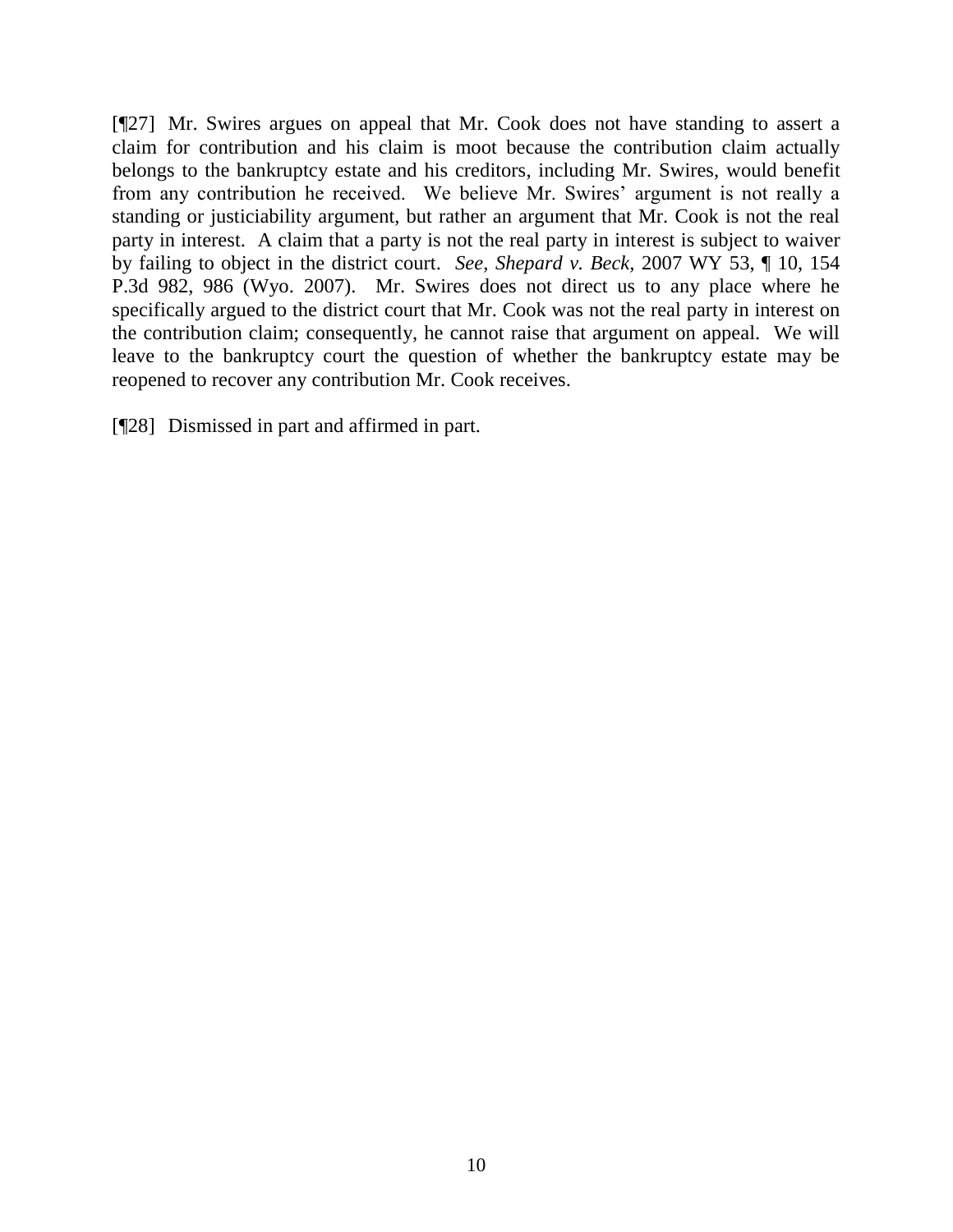[¶27] Mr. Swires argues on appeal that Mr. Cook does not have standing to assert a claim for contribution and his claim is moot because the contribution claim actually belongs to the bankruptcy estate and his creditors, including Mr. Swires, would benefit from any contribution he received. We believe Mr. Swires' argument is not really a standing or justiciability argument, but rather an argument that Mr. Cook is not the real party in interest. A claim that a party is not the real party in interest is subject to waiver by failing to object in the district court. *See*, *Shepard v. Beck*, 2007 WY 53, ¶ 10, 154 P.3d 982, 986 (Wyo. 2007). Mr. Swires does not direct us to any place where he specifically argued to the district court that Mr. Cook was not the real party in interest on the contribution claim; consequently, he cannot raise that argument on appeal. We will leave to the bankruptcy court the question of whether the bankruptcy estate may be reopened to recover any contribution Mr. Cook receives.

[¶28] Dismissed in part and affirmed in part.